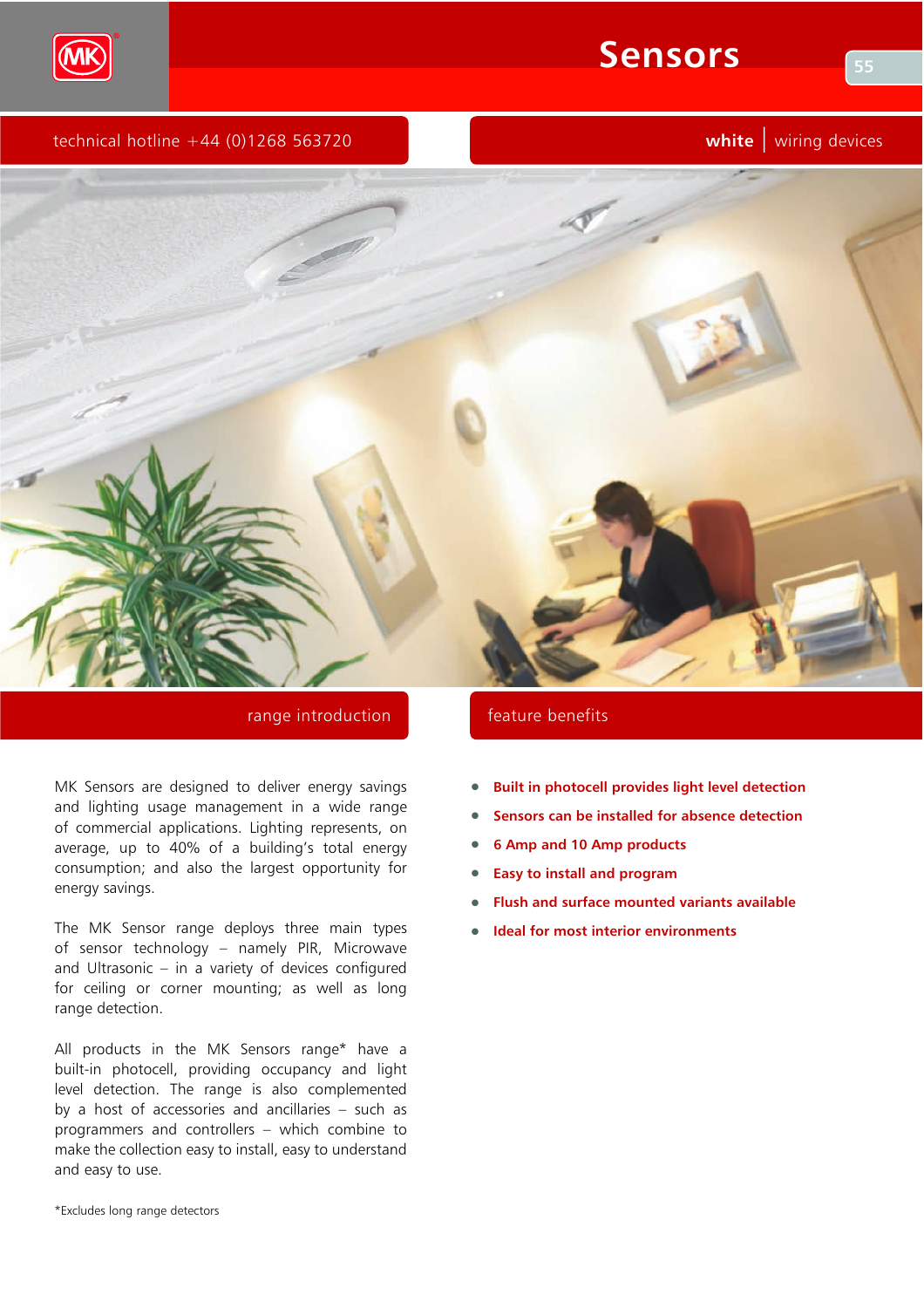# Sensors

technical hotline +44 (0)1268 563720

**white** | wiring devices

## range introduction

MK Sensors are designed to deliver energy savings and lighting usage management in a wide range of commercial applications. Lighting represents, on average, up to 40% of a building's total energy consumption; and also the largest opportunity for energy savings.

The MK Sensor range deploys three main types of sensor technology – namely PIR, Microwave and Ultrasonic – in a variety of devices configured for ceiling or corner mounting; as well as long range detection.

All products in the MK Sensors range* have a built-in photocell, providing occupancy and light level detection. The range is also complemented by a host of accessories and ancillaries – such as programmers and controllers – which combine to make the collection easy to install, easy to understand and easy to use.

*Excludes long range detectors

## feature benefits

- **Built in photocell provides light level detection**
- **Sensors can be installed for absence detection**
- **6 Amp and 10 Amp products**
- **Easy to install and program**
- **Flush and surface mounted variants available**
- **Ideal for most interior environments**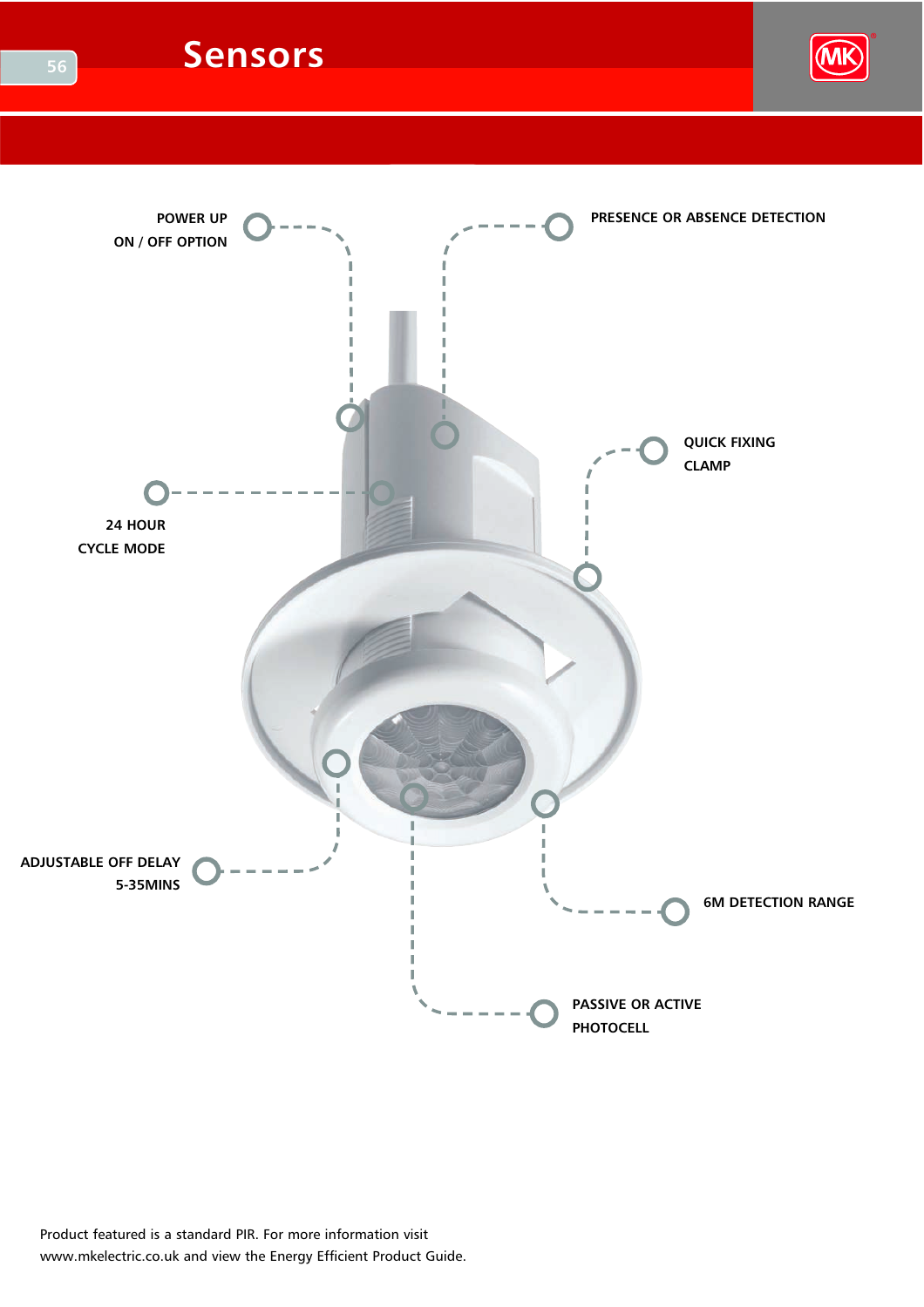# Sensors

POWER UP
ON / OFF OPTION

PRESENCE OR ABSENCE DETECTION

QUICK FIXING
CLAMP

24 HOUR
CYCLE MODE

ADJUSTABLE OFF DELAY
5-35MINS

6M DETECTION RANGE

PASSIVE OR ACTIVE
PHOTOCELL

Product featured is a standard PIR. For more information visit www.mkelectric.co.uk and view the Energy Efficient Product Guide.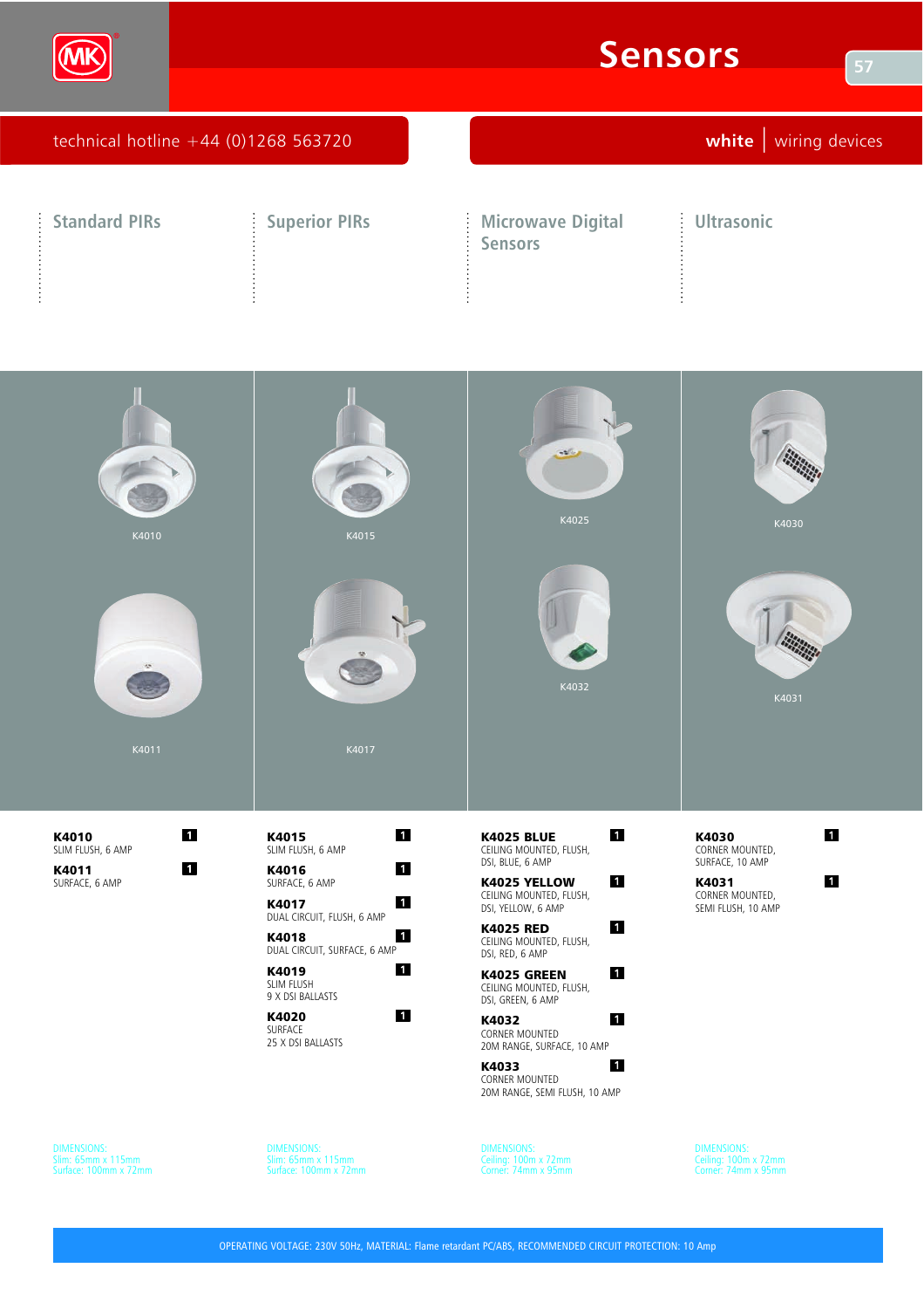# Sensors

technical hotline +44 (0)1268 563720

**white** | wiring devices

## Standard PIRs

K4010

K4011

**K4010** 1
SLIM FLUSH, 6 AMP

**K4011** 1
SURFACE, 6 AMP

DIMENSIONS:
Slim: 65mm x 115mm
Surface: 100mm x 72mm

## Superior PIRs

K4015

K4017

**K4015** 1
SLIM FLUSH, 6 AMP

**K4016** 1
SURFACE, 6 AMP

**K4017** 1
DUAL CIRCUIT, FLUSH, 6 AMP

**K4018** 1
DUAL CIRCUIT, SURFACE, 6 AMP

**K4019** 1
SLIM FLUSH
9 X DSI BALLASTS

**K4020** 1
SURFACE
25 X DSI BALLASTS

DIMENSIONS:
Slim: 65mm x 115mm
Surface: 100mm x 72mm

## Microwave Digital Sensors

K4025

K4032

**K4025 BLUE** 1
CEILING MOUNTED, FLUSH,
DSI, BLUE, 6 AMP

**K4025 YELLOW** 1
CEILING MOUNTED, FLUSH,
DSI, YELLOW, 6 AMP

**K4025 RED** 1
CEILING MOUNTED, FLUSH,
DSI, RED, 6 AMP

**K4025 GREEN** 1
CEILING MOUNTED, FLUSH,
DSI, GREEN, 6 AMP

**K4032** 1
CORNER MOUNTED
20M RANGE, SURFACE, 10 AMP

**K4033** 1
CORNER MOUNTED
20M RANGE, SEMI FLUSH, 10 AMP

DIMENSIONS:
Ceiling: 100m x 72mm
Corner: 74mm x 95mm

## Ultrasonic

K4030

K4031

**K4030** 1
CORNER MOUNTED,
SURFACE, 10 AMP

**K4031** 1
CORNER MOUNTED,
SEMI FLUSH, 10 AMP

DIMENSIONS:
Ceiling: 100m x 72mm
Corner: 74mm x 95mm

OPERATING VOLTAGE: 230V 50Hz, MATERIAL: Flame retardant PC/ABS, RECOMMENDED CIRCUIT PROTECTION: 10 Amp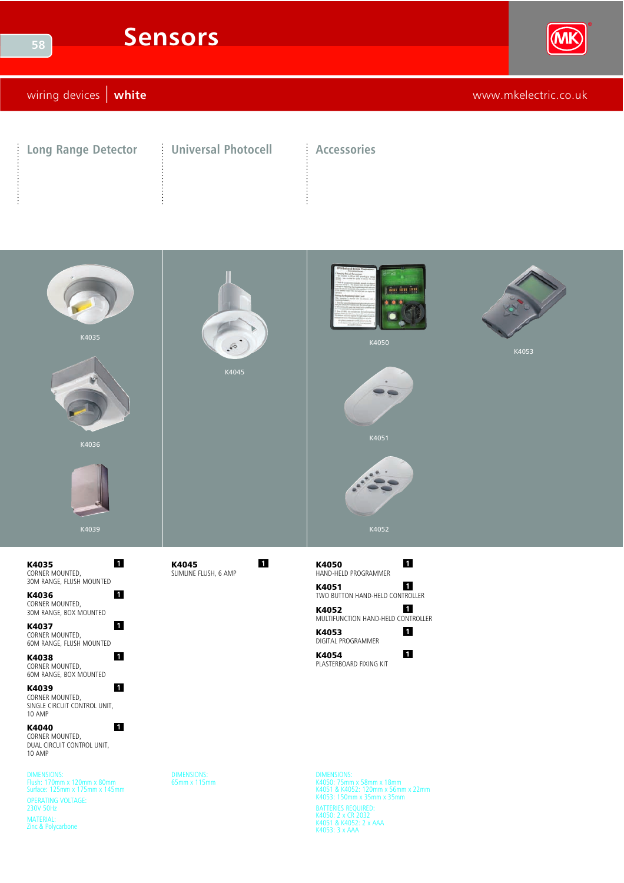# Sensors

wiring devices | white

www.mkelectric.co.uk

## Long Range Detector

K4035

K4036

K4039

**K4035** 1
CORNER MOUNTED,
30M RANGE, FLUSH MOUNTED

**K4036** 1
CORNER MOUNTED,
30M RANGE, BOX MOUNTED

**K4037** 1
CORNER MOUNTED,
60M RANGE, FLUSH MOUNTED

**K4038** 1
CORNER MOUNTED,
60M RANGE, BOX MOUNTED

**K4039** 1
CORNER MOUNTED,
SINGLE CIRCUIT CONTROL UNIT,
10 AMP

**K4040** 1
CORNER MOUNTED,
DUAL CIRCUIT CONTROL UNIT,
10 AMP

DIMENSIONS:
Flush: 170mm x 120mm x 80mm
Surface: 125mm x 175mm x 145mm

OPERATING VOLTAGE:
230V 50Hz

MATERIAL:
Zinc & Polycarbone

## Universal Photocell

K4045

**K4045** 1
SLIMLINE FLUSH, 6 AMP

DIMENSIONS:
65mm x 115mm

## Accessories

K4050

K4053

K4051

K4052

**K4050** 1
HAND-HELD PROGRAMMER

**K4051** 1
TWO BUTTON HAND-HELD CONTROLLER

**K4052** 1
MULTIFUNCTION HAND-HELD CONTROLLER

**K4053** 1
DIGITAL PROGRAMMER

**K4054** 1
PLASTERBOARD FIXING KIT

DIMENSIONS:
K4050: 75mm x 58mm x 18mm
K4051 & K4052: 120mm x 56mm x 22mm
K4053: 150mm x 35mm x 35mm

BATTERIES REQUIRED:
K4050: 2 x CR 2032
K4051 & K4052: 2 x AAA
K4053: 3 x AAA